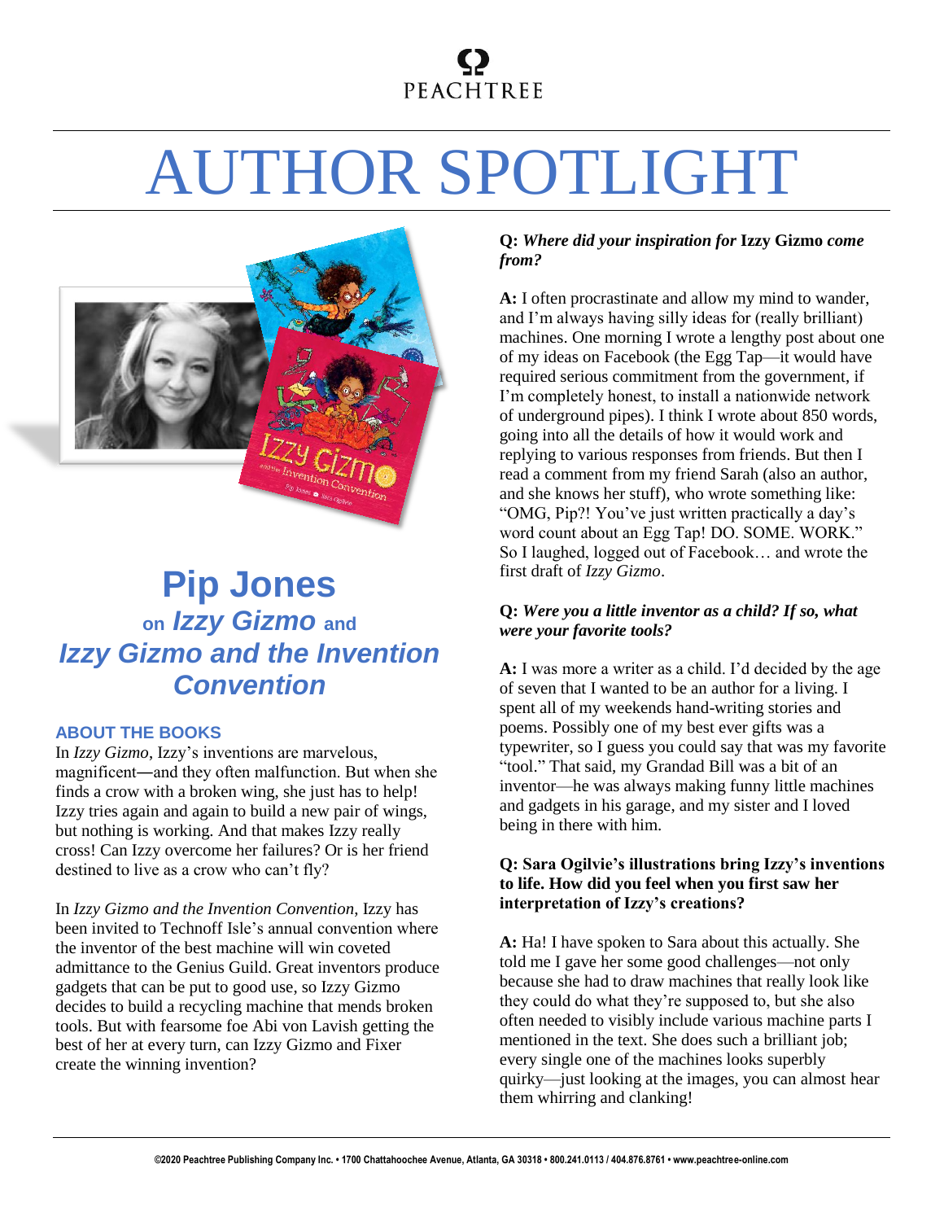# AUTHOR SPOTLIGHT

## Pip Jones

### on *Izzy Gizmo* and *Izzy Gizmo and the Invention Convention*

**ABOUT THE BOOKS**

In *Izzy Gizmo*, Izzy's inventions are marvelous, magnificent—and they often malfunction. But when she finds a crow with a broken wing, she just has to help! Izzy tries again and again to build a new pair of wings, but nothing is working. And that makes Izzy really cross! Can Izzy overcome her failures? Or is her friend destined to live as a crow who can't fly?

In *Izzy Gizmo and the Invention Convention*, Izzy has been invited to Technoff Isle's annual convention where the inventor of the best machine will win coveted admittance to the Genius Guild. Great inventors produce gadgets that can be put to good use, so Izzy Gizmo decides to build a recycling machine that mends broken tools. But with fearsome foe Abi von Lavish getting the best of her at every turn, can Izzy Gizmo and Fixer create the winning invention?

**Q:** ***Where did your inspiration for* Izzy Gizmo *come from?***

**A:** I often procrastinate and allow my mind to wander, and I'm always having silly ideas for (really brilliant) machines. One morning I wrote a lengthy post about one of my ideas on Facebook (the Egg Tap—it would have required serious commitment from the government, if I'm completely honest, to install a nationwide network of underground pipes). I think I wrote about 850 words, going into all the details of how it would work and replying to various responses from friends. But then I read a comment from my friend Sarah (also an author, and she knows her stuff), who wrote something like: "OMG, Pip?! You've just written practically a day's word count about an Egg Tap! DO. SOME. WORK." So I laughed, logged out of Facebook… and wrote the first draft of *Izzy Gizmo*.

**Q:** ***Were you a little inventor as a child? If so, what were your favorite tools?***

**A:** I was more a writer as a child. I'd decided by the age of seven that I wanted to be an author for a living. I spent all of my weekends hand-writing stories and poems. Possibly one of my best ever gifts was a typewriter, so I guess you could say that was my favorite "tool." That said, my Grandad Bill was a bit of an inventor—he was always making funny little machines and gadgets in his garage, and my sister and I loved being in there with him.

**Q: Sara Ogilvie's illustrations bring Izzy's inventions to life. How did you feel when you first saw her interpretation of Izzy's creations?**

**A:** Ha! I have spoken to Sara about this actually. She told me I gave her some good challenges—not only because she had to draw machines that really look like they could do what they're supposed to, but she also often needed to visibly include various machine parts I mentioned in the text. She does such a brilliant job; every single one of the machines looks superbly quirky—just looking at the images, you can almost hear them whirring and clanking!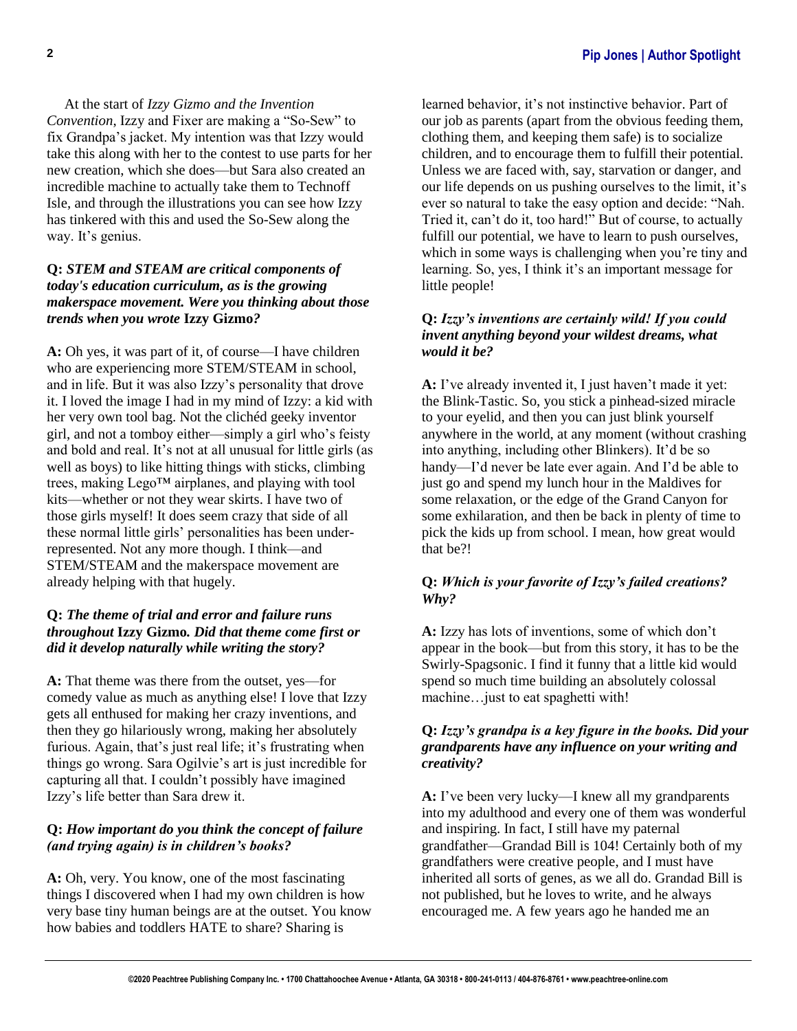At the start of *Izzy Gizmo and the Invention Convention*, Izzy and Fixer are making a "So-Sew" to fix Grandpa's jacket. My intention was that Izzy would take this along with her to the contest to use parts for her new creation, which she does—but Sara also created an incredible machine to actually take them to Technoff Isle, and through the illustrations you can see how Izzy has tinkered with this and used the So-Sew along the way. It's genius.

**Q:** ***STEM and STEAM are critical components of today's education curriculum, as is the growing makerspace movement. Were you thinking about those trends when you wrote* Izzy Gizmo*?***

**A:** Oh yes, it was part of it, of course—I have children who are experiencing more STEM/STEAM in school, and in life. But it was also Izzy's personality that drove it. I loved the image I had in my mind of Izzy: a kid with her very own tool bag. Not the clichéd geeky inventor girl, and not a tomboy either—simply a girl who's feisty and bold and real. It's not at all unusual for little girls (as well as boys) to like hitting things with sticks, climbing trees, making Lego™ airplanes, and playing with tool kits—whether or not they wear skirts. I have two of those girls myself! It does seem crazy that side of all these normal little girls' personalities has been under-represented. Not any more though. I think—and STEM/STEAM and the makerspace movement are already helping with that hugely.

**Q:** ***The theme of trial and error and failure runs throughout* Izzy Gizmo*. Did that theme come first or did it develop naturally while writing the story?***

**A:** That theme was there from the outset, yes—for comedy value as much as anything else! I love that Izzy gets all enthused for making her crazy inventions, and then they go hilariously wrong, making her absolutely furious. Again, that's just real life; it's frustrating when things go wrong. Sara Ogilvie's art is just incredible for capturing all that. I couldn't possibly have imagined Izzy's life better than Sara drew it.

**Q:** ***How important do you think the concept of failure (and trying again) is in children's books?***

**A:** Oh, very. You know, one of the most fascinating things I discovered when I had my own children is how very base tiny human beings are at the outset. You know how babies and toddlers HATE to share? Sharing is learned behavior, it's not instinctive behavior. Part of our job as parents (apart from the obvious feeding them, clothing them, and keeping them safe) is to socialize children, and to encourage them to fulfill their potential. Unless we are faced with, say, starvation or danger, and our life depends on us pushing ourselves to the limit, it's ever so natural to take the easy option and decide: "Nah. Tried it, can't do it, too hard!" But of course, to actually fulfill our potential, we have to learn to push ourselves, which in some ways is challenging when you're tiny and learning. So, yes, I think it's an important message for little people!

**Q:** ***Izzy's inventions are certainly wild! If you could invent anything beyond your wildest dreams, what would it be?***

**A:** I've already invented it, I just haven't made it yet: the Blink-Tastic. So, you stick a pinhead-sized miracle to your eyelid, and then you can just blink yourself anywhere in the world, at any moment (without crashing into anything, including other Blinkers). It'd be so handy—I'd never be late ever again. And I'd be able to just go and spend my lunch hour in the Maldives for some relaxation, or the edge of the Grand Canyon for some exhilaration, and then be back in plenty of time to pick the kids up from school. I mean, how great would that be?!

**Q:** ***Which is your favorite of Izzy's failed creations? Why?***

**A:** Izzy has lots of inventions, some of which don't appear in the book—but from this story, it has to be the Swirly-Spagsonic. I find it funny that a little kid would spend so much time building an absolutely colossal machine…just to eat spaghetti with!

**Q:** ***Izzy's grandpa is a key figure in the books. Did your grandparents have any influence on your writing and creativity?***

**A:** I've been very lucky—I knew all my grandparents into my adulthood and every one of them was wonderful and inspiring. In fact, I still have my paternal grandfather—Grandad Bill is 104! Certainly both of my grandfathers were creative people, and I must have inherited all sorts of genes, as we all do. Grandad Bill is not published, but he loves to write, and he always encouraged me. A few years ago he handed me an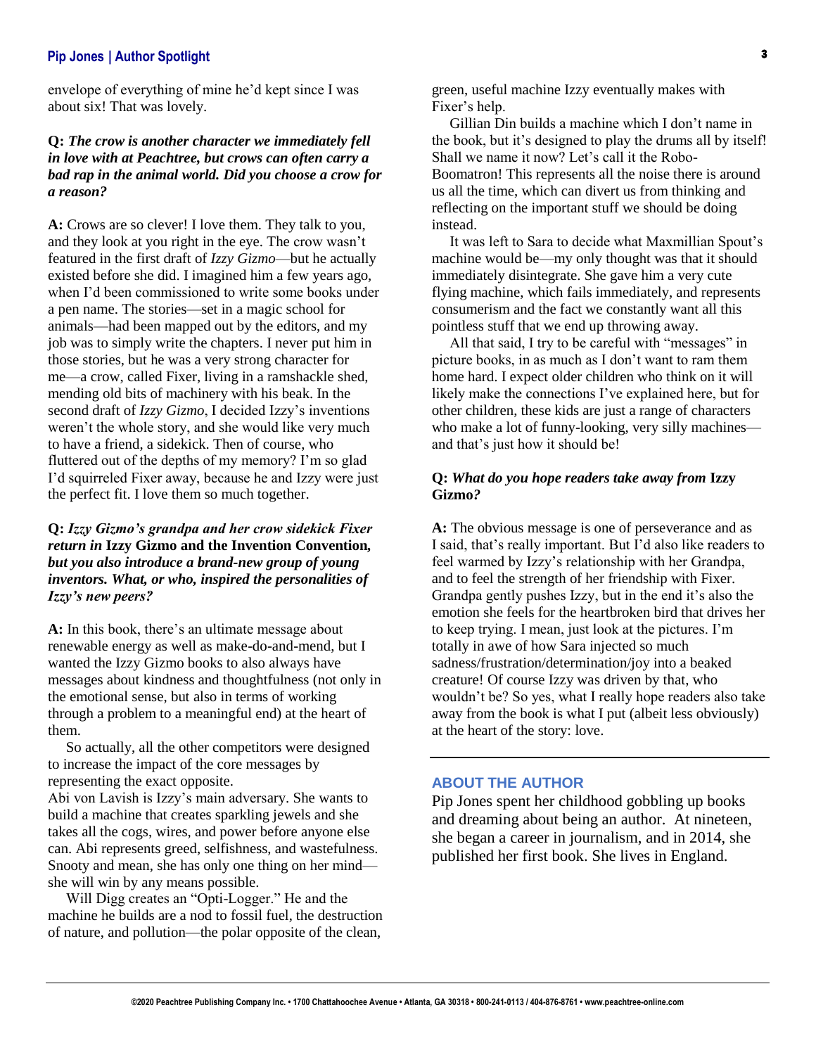envelope of everything of mine he'd kept since I was about six! That was lovely.

**Q:** ***The crow is another character we immediately fell in love with at Peachtree, but crows can often carry a bad rap in the animal world. Did you choose a crow for a reason?***

**A:** Crows are so clever! I love them. They talk to you, and they look at you right in the eye. The crow wasn't featured in the first draft of *Izzy Gizmo*—but he actually existed before she did. I imagined him a few years ago, when I'd been commissioned to write some books under a pen name. The stories—set in a magic school for animals—had been mapped out by the editors, and my job was to simply write the chapters. I never put him in those stories, but he was a very strong character for me—a crow, called Fixer, living in a ramshackle shed, mending old bits of machinery with his beak. In the second draft of *Izzy Gizmo*, I decided Izzy's inventions weren't the whole story, and she would like very much to have a friend, a sidekick. Then of course, who fluttered out of the depths of my memory? I'm so glad I'd squirreled Fixer away, because he and Izzy were just the perfect fit. I love them so much together.

**Q:** ***Izzy Gizmo's grandpa and her crow sidekick Fixer return in* Izzy Gizmo and the Invention Convention, *but you also introduce a brand-new group of young inventors. What, or who, inspired the personalities of Izzy's new peers?***

**A:** In this book, there's an ultimate message about renewable energy as well as make-do-and-mend, but I wanted the Izzy Gizmo books to also always have messages about kindness and thoughtfulness (not only in the emotional sense, but also in terms of working through a problem to a meaningful end) at the heart of them.

So actually, all the other competitors were designed to increase the impact of the core messages by representing the exact opposite.

Abi von Lavish is Izzy's main adversary. She wants to build a machine that creates sparkling jewels and she takes all the cogs, wires, and power before anyone else can. Abi represents greed, selfishness, and wastefulness. Snooty and mean, she has only one thing on her mind—she will win by any means possible.

Will Digg creates an "Opti-Logger." He and the machine he builds are a nod to fossil fuel, the destruction of nature, and pollution—the polar opposite of the clean, green, useful machine Izzy eventually makes with Fixer's help.

Gillian Din builds a machine which I don't name in the book, but it's designed to play the drums all by itself! Shall we name it now? Let's call it the Robo-Boomatron! This represents all the noise there is around us all the time, which can divert us from thinking and reflecting on the important stuff we should be doing instead.

It was left to Sara to decide what Maxmillian Spout's machine would be—my only thought was that it should immediately disintegrate. She gave him a very cute flying machine, which fails immediately, and represents consumerism and the fact we constantly want all this pointless stuff that we end up throwing away.

All that said, I try to be careful with "messages" in picture books, in as much as I don't want to ram them home hard. I expect older children who think on it will likely make the connections I've explained here, but for other children, these kids are just a range of characters who make a lot of funny-looking, very silly machines—and that's just how it should be!

**Q:** ***What do you hope readers take away from* Izzy Gizmo*?***

**A:** The obvious message is one of perseverance and as I said, that's really important. But I'd also like readers to feel warmed by Izzy's relationship with her Grandpa, and to feel the strength of her friendship with Fixer. Grandpa gently pushes Izzy, but in the end it's also the emotion she feels for the heartbroken bird that drives her to keep trying. I mean, just look at the pictures. I'm totally in awe of how Sara injected so much sadness/frustration/determination/joy into a beaked creature! Of course Izzy was driven by that, who wouldn't be? So yes, what I really hope readers also take away from the book is what I put (albeit less obviously) at the heart of the story: love.

---

## ABOUT THE AUTHOR

Pip Jones spent her childhood gobbling up books and dreaming about being an author. At nineteen, she began a career in journalism, and in 2014, she published her first book. She lives in England.

©2020 Peachtree Publishing Company Inc. • 1700 Chattahoochee Avenue • Atlanta, GA 30318 • 800-241-0113 / 404-876-8761 • www.peachtree-online.com